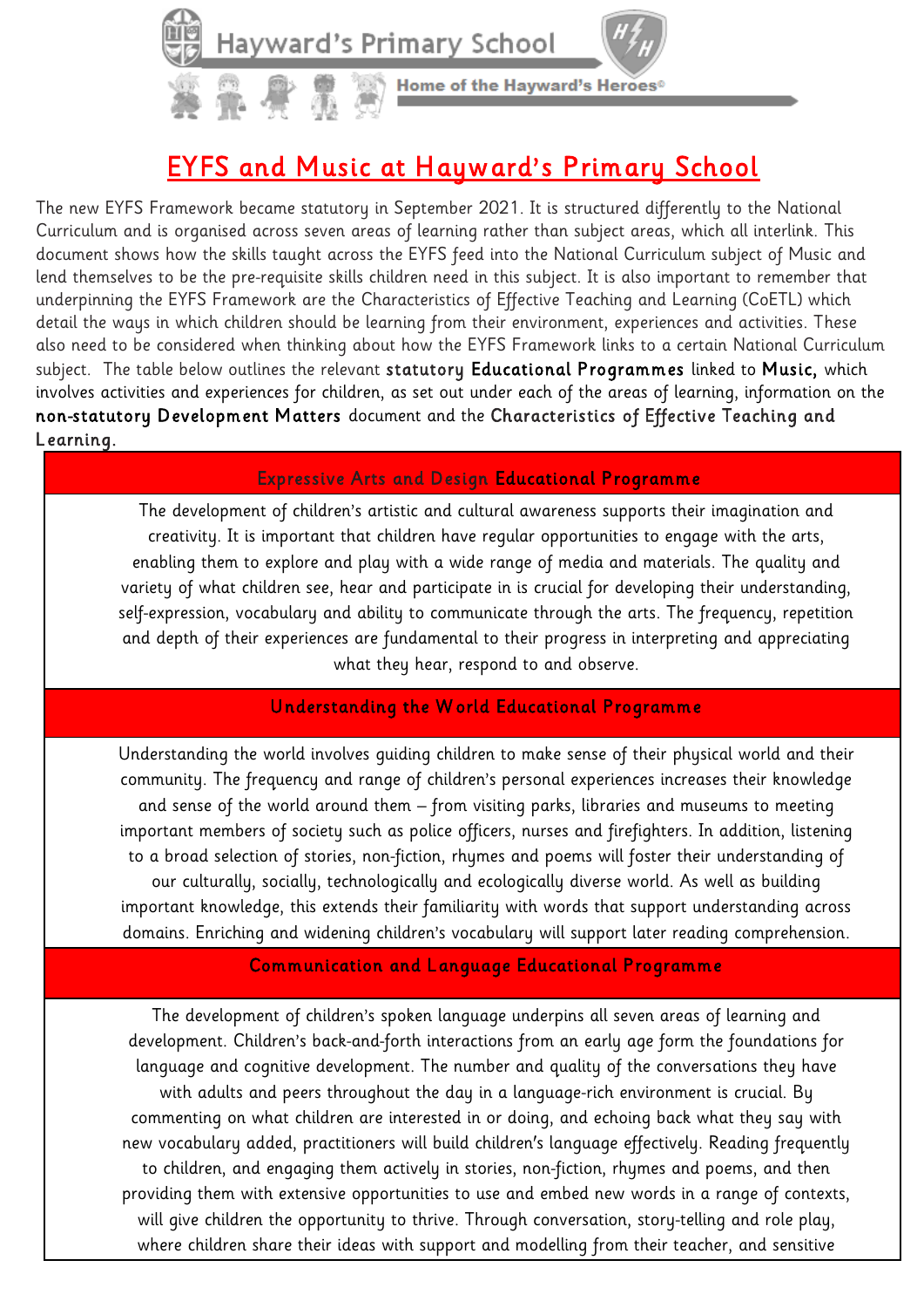Hayward's Primary School

Home of the Hayward's Heroes©

# EYFS and Music at Hayward's Primary School

The new EYFS Framework became statutory in September 2021. It is structured differently to the National Curriculum and is organised across seven areas of learning rather than subject areas, which all interlink. This document shows how the skills taught across the EYFS feed into the National Curriculum subject of Music and lend themselves to be the pre-requisite skills children need in this subject. It is also important to remember that underpinning the EYFS Framework are the Characteristics of Effective Teaching and Learning (CoETL) which detail the ways in which children should be learning from their environment, experiences and activities. These also need to be considered when thinking about how the EYFS Framework links to a certain National Curriculum subject. The table below outlines the relevant **statutory Educational Programmes** linked to **Music,** which involves activities and experiences for children, as set out under each of the areas of learning, information on the **non-statutory Development Matters** document and the **Characteristics of Effective Teaching and Learning.**

| Expressive Arts and Design **Educational Programme** |
|---|
| The development of children's artistic and cultural awareness supports their imagination and creativity. It is important that children have regular opportunities to engage with the arts, enabling them to explore and play with a wide range of media and materials. The quality and variety of what children see, hear and participate in is crucial for developing their understanding, self-expression, vocabulary and ability to communicate through the arts. The frequency, repetition and depth of their experiences are fundamental to their progress in interpreting and appreciating what they hear, respond to and observe. |
| **Understanding the World Educational Programme** |
| Understanding the world involves guiding children to make sense of their physical world and their community. The frequency and range of children's personal experiences increases their knowledge and sense of the world around them – from visiting parks, libraries and museums to meeting important members of society such as police officers, nurses and firefighters. In addition, listening to a broad selection of stories, non-fiction, rhymes and poems will foster their understanding of our culturally, socially, technologically and ecologically diverse world. As well as building important knowledge, this extends their familiarity with words that support understanding across domains. Enriching and widening children's vocabulary will support later reading comprehension. |
| **Communication and Language Educational Programme** |
| The development of children's spoken language underpins all seven areas of learning and development. Children's back-and-forth interactions from an early age form the foundations for language and cognitive development. The number and quality of the conversations they have with adults and peers throughout the day in a language-rich environment is crucial. By commenting on what children are interested in or doing, and echoing back what they say with new vocabulary added, practitioners will build children's language effectively. Reading frequently to children, and engaging them actively in stories, non-fiction, rhymes and poems, and then providing them with extensive opportunities to use and embed new words in a range of contexts, will give children the opportunity to thrive. Through conversation, story-telling and role play, where children share their ideas with support and modelling from their teacher, and sensitive |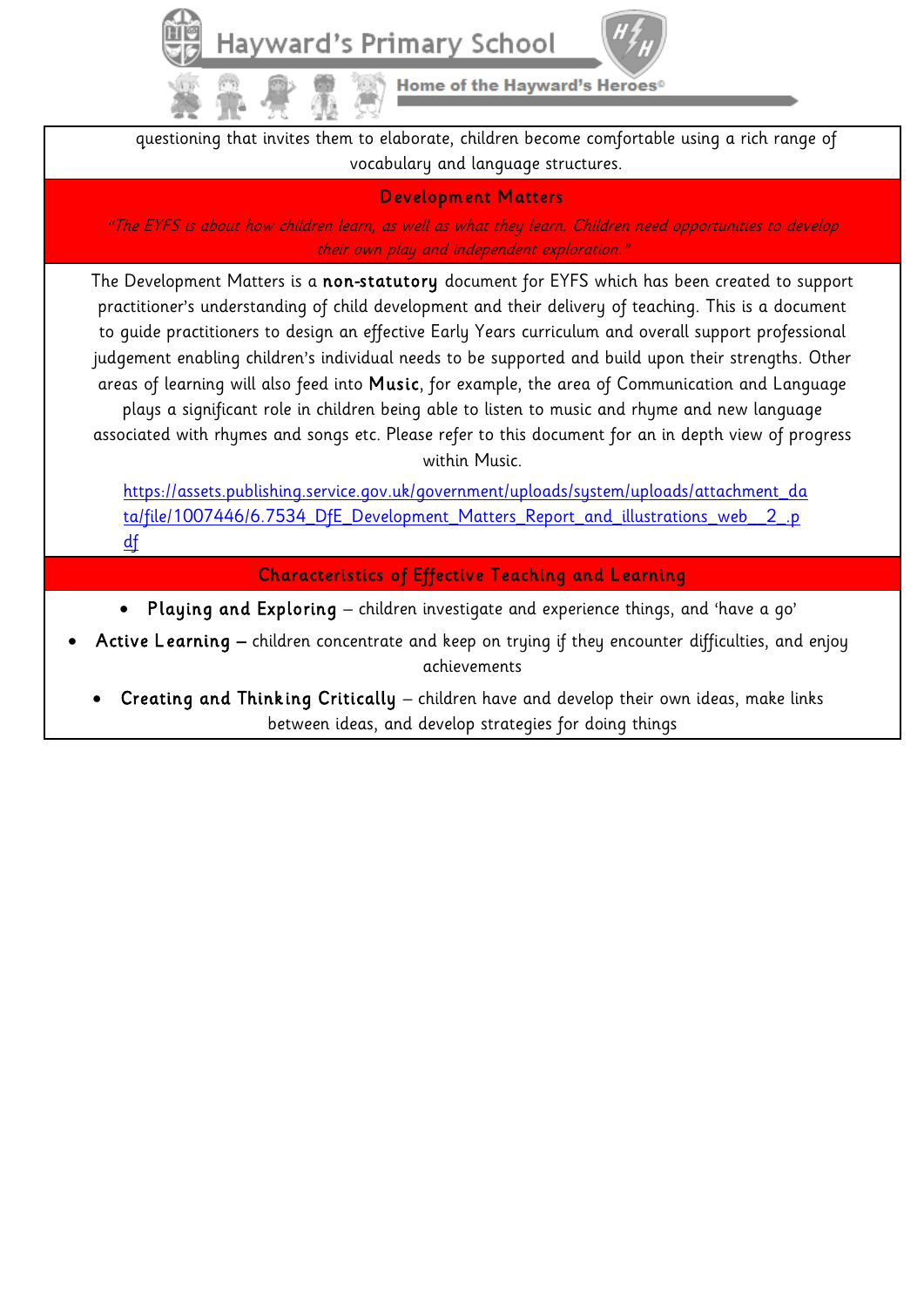questioning that invites them to elaborate, children become comfortable using a rich range of vocabulary and language structures.

## Development Matters

*"The EYFS is about how children learn, as well as what they learn. Children need opportunities to develop their own play and independent exploration."*

The Development Matters is a **non-statutory** document for EYFS which has been created to support practitioner's understanding of child development and their delivery of teaching. This is a document to guide practitioners to design an effective Early Years curriculum and overall support professional judgement enabling children's individual needs to be supported and build upon their strengths. Other areas of learning will also feed into **Music**, for example, the area of Communication and Language plays a significant role in children being able to listen to music and rhyme and new language associated with rhymes and songs etc. Please refer to this document for an in depth view of progress within Music.

https://assets.publishing.service.gov.uk/government/uploads/system/uploads/attachment_data/file/1007446/6.7534_DfE_Development_Matters_Report_and_illustrations_web__2_.pdf

## Characteristics of Effective Teaching and Learning

- **Playing and Exploring** – children investigate and experience things, and 'have a go'
- **Active Learning** – children concentrate and keep on trying if they encounter difficulties, and enjoy achievements
- **Creating and Thinking Critically** – children have and develop their own ideas, make links between ideas, and develop strategies for doing things